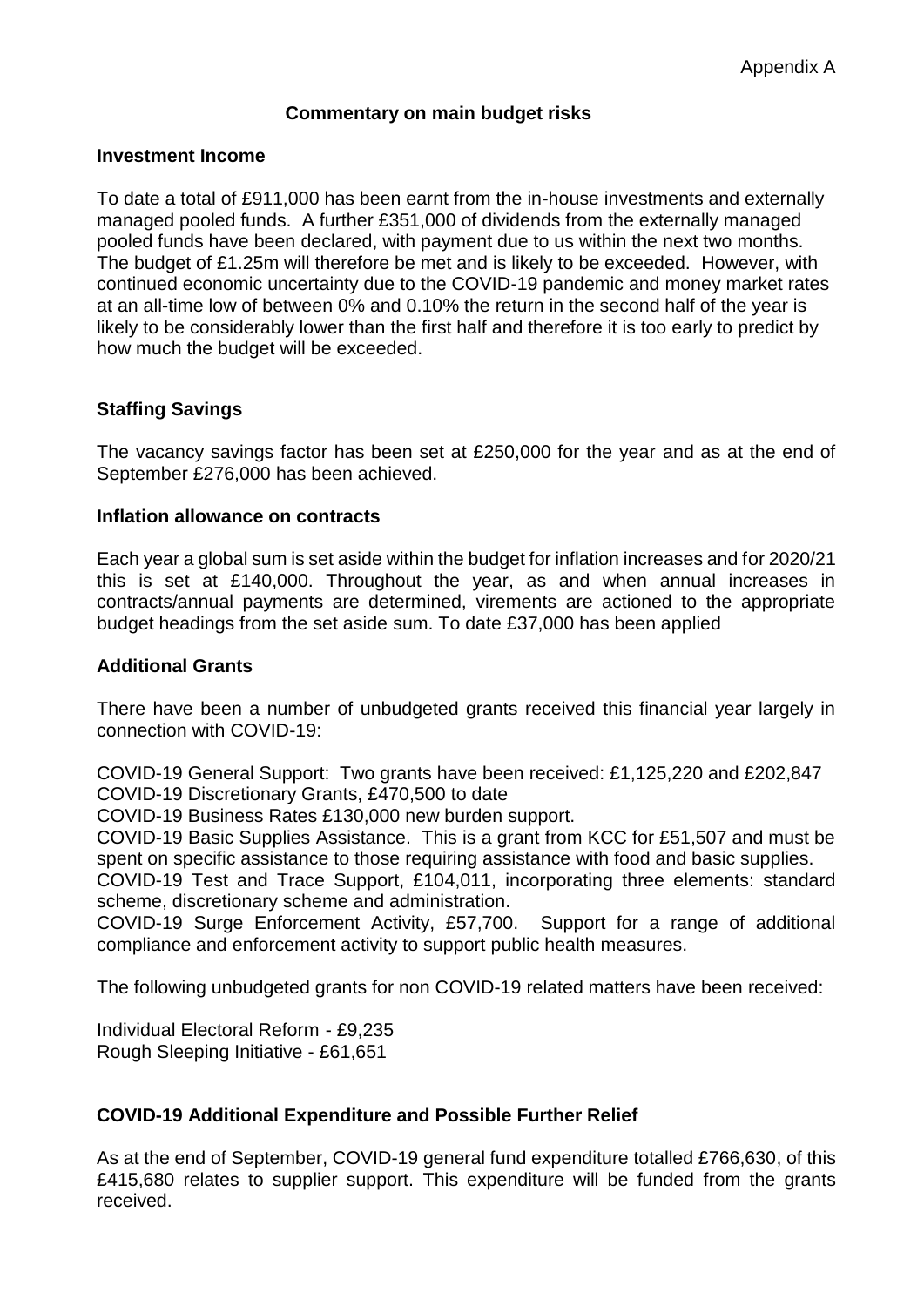Appendix A

## Commentary on main budget risks

### Investment Income

To date a total of £911,000 has been earnt from the in-house investments and externally managed pooled funds. A further £351,000 of dividends from the externally managed pooled funds have been declared, with payment due to us within the next two months. The budget of £1.25m will therefore be met and is likely to be exceeded. However, with continued economic uncertainty due to the COVID-19 pandemic and money market rates at an all-time low of between 0% and 0.10% the return in the second half of the year is likely to be considerably lower than the first half and therefore it is too early to predict by how much the budget will be exceeded.

### Staffing Savings

The vacancy savings factor has been set at £250,000 for the year and as at the end of September £276,000 has been achieved.

### Inflation allowance on contracts

Each year a global sum is set aside within the budget for inflation increases and for 2020/21 this is set at £140,000. Throughout the year, as and when annual increases in contracts/annual payments are determined, virements are actioned to the appropriate budget headings from the set aside sum. To date £37,000 has been applied

### Additional Grants

There have been a number of unbudgeted grants received this financial year largely in connection with COVID-19:

COVID-19 General Support: Two grants have been received: £1,125,220 and £202,847
COVID-19 Discretionary Grants, £470,500 to date
COVID-19 Business Rates £130,000 new burden support.
COVID-19 Basic Supplies Assistance. This is a grant from KCC for £51,507 and must be spent on specific assistance to those requiring assistance with food and basic supplies.
COVID-19 Test and Trace Support, £104,011, incorporating three elements: standard scheme, discretionary scheme and administration.
COVID-19 Surge Enforcement Activity, £57,700. Support for a range of additional compliance and enforcement activity to support public health measures.

The following unbudgeted grants for non COVID-19 related matters have been received:

Individual Electoral Reform - £9,235
Rough Sleeping Initiative - £61,651

### COVID-19 Additional Expenditure and Possible Further Relief

As at the end of September, COVID-19 general fund expenditure totalled £766,630, of this £415,680 relates to supplier support. This expenditure will be funded from the grants received.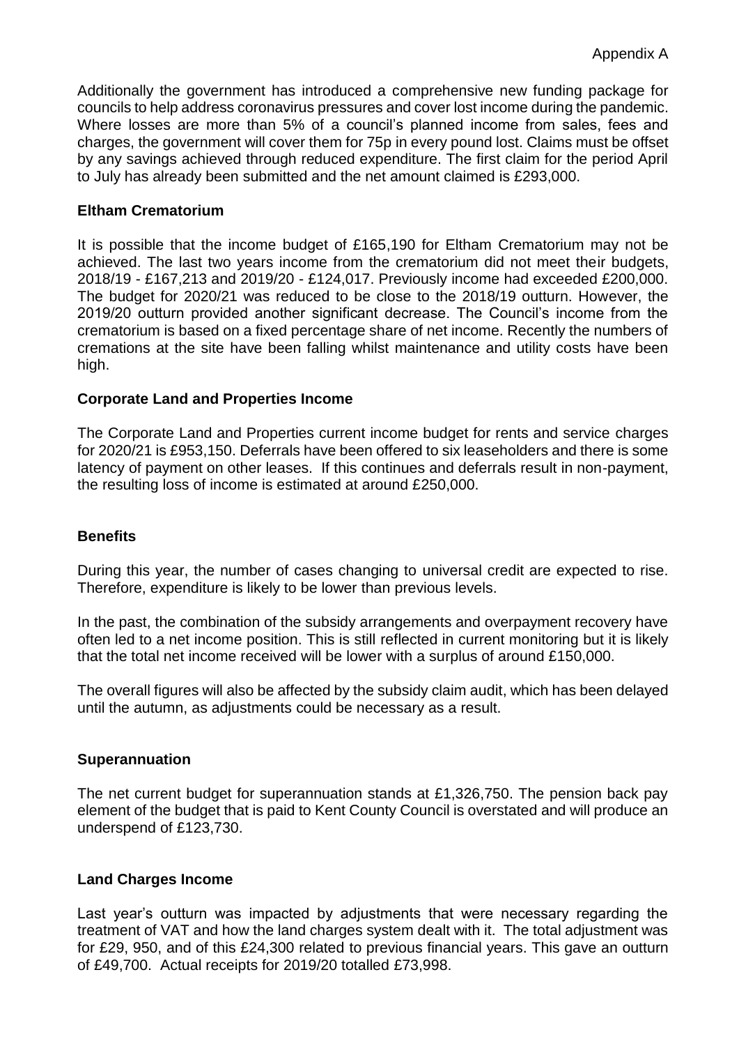Appendix A

Additionally the government has introduced a comprehensive new funding package for councils to help address coronavirus pressures and cover lost income during the pandemic. Where losses are more than 5% of a council's planned income from sales, fees and charges, the government will cover them for 75p in every pound lost. Claims must be offset by any savings achieved through reduced expenditure. The first claim for the period April to July has already been submitted and the net amount claimed is £293,000.

**Eltham Crematorium**

It is possible that the income budget of £165,190 for Eltham Crematorium may not be achieved. The last two years income from the crematorium did not meet their budgets, 2018/19 - £167,213 and 2019/20 - £124,017. Previously income had exceeded £200,000. The budget for 2020/21 was reduced to be close to the 2018/19 outturn. However, the 2019/20 outturn provided another significant decrease. The Council's income from the crematorium is based on a fixed percentage share of net income. Recently the numbers of cremations at the site have been falling whilst maintenance and utility costs have been high.

**Corporate Land and Properties Income**

The Corporate Land and Properties current income budget for rents and service charges for 2020/21 is £953,150. Deferrals have been offered to six leaseholders and there is some latency of payment on other leases. If this continues and deferrals result in non-payment, the resulting loss of income is estimated at around £250,000.

**Benefits**

During this year, the number of cases changing to universal credit are expected to rise. Therefore, expenditure is likely to be lower than previous levels.

In the past, the combination of the subsidy arrangements and overpayment recovery have often led to a net income position. This is still reflected in current monitoring but it is likely that the total net income received will be lower with a surplus of around £150,000.

The overall figures will also be affected by the subsidy claim audit, which has been delayed until the autumn, as adjustments could be necessary as a result.

**Superannuation**

The net current budget for superannuation stands at £1,326,750. The pension back pay element of the budget that is paid to Kent County Council is overstated and will produce an underspend of £123,730.

**Land Charges Income**

Last year's outturn was impacted by adjustments that were necessary regarding the treatment of VAT and how the land charges system dealt with it. The total adjustment was for £29, 950, and of this £24,300 related to previous financial years. This gave an outturn of £49,700. Actual receipts for 2019/20 totalled £73,998.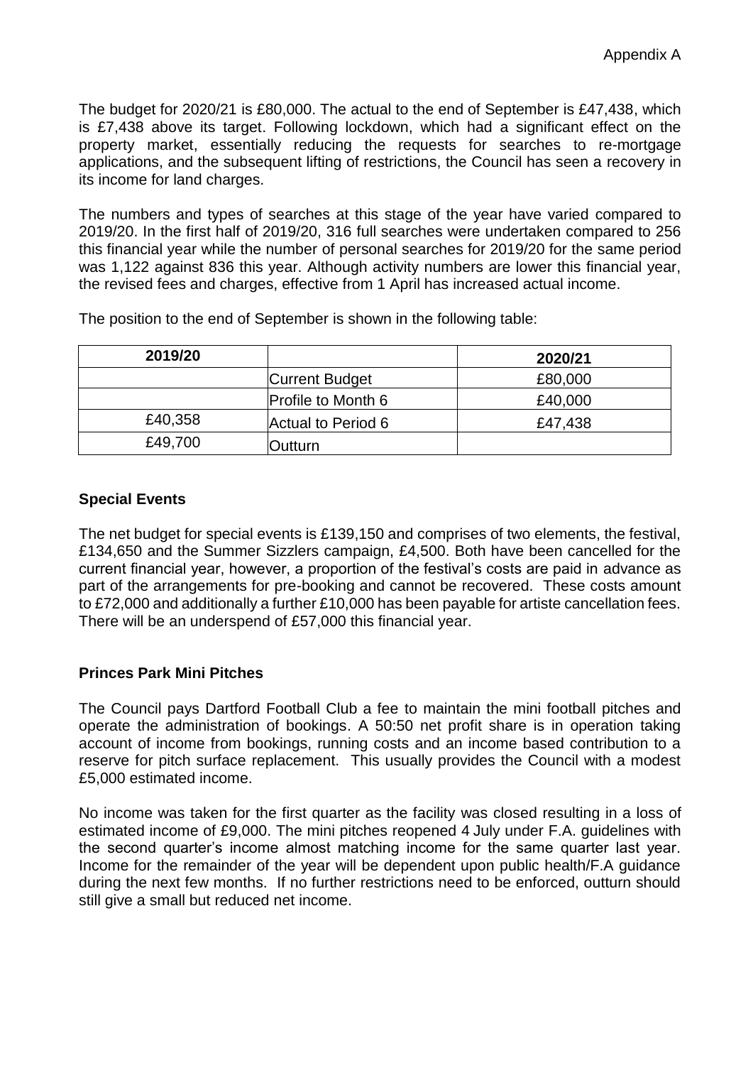The budget for 2020/21 is £80,000. The actual to the end of September is £47,438, which is £7,438 above its target. Following lockdown, which had a significant effect on the property market, essentially reducing the requests for searches to re-mortgage applications, and the subsequent lifting of restrictions, the Council has seen a recovery in its income for land charges.

The numbers and types of searches at this stage of the year have varied compared to 2019/20. In the first half of 2019/20, 316 full searches were undertaken compared to 256 this financial year while the number of personal searches for 2019/20 for the same period was 1,122 against 836 this year. Although activity numbers are lower this financial year, the revised fees and charges, effective from 1 April has increased actual income.

The position to the end of September is shown in the following table:

| 2019/20 | | 2020/21 |
|---|---|---|
| | Current Budget | £80,000 |
| | Profile to Month 6 | £40,000 |
| £40,358 | Actual to Period 6 | £47,438 |
| £49,700 | Outturn | |

**Special Events**

The net budget for special events is £139,150 and comprises of two elements, the festival, £134,650 and the Summer Sizzlers campaign, £4,500. Both have been cancelled for the current financial year, however, a proportion of the festival's costs are paid in advance as part of the arrangements for pre-booking and cannot be recovered. These costs amount to £72,000 and additionally a further £10,000 has been payable for artiste cancellation fees. There will be an underspend of £57,000 this financial year.

**Princes Park Mini Pitches**

The Council pays Dartford Football Club a fee to maintain the mini football pitches and operate the administration of bookings. A 50:50 net profit share is in operation taking account of income from bookings, running costs and an income based contribution to a reserve for pitch surface replacement. This usually provides the Council with a modest £5,000 estimated income.

No income was taken for the first quarter as the facility was closed resulting in a loss of estimated income of £9,000. The mini pitches reopened 4 July under F.A. guidelines with the second quarter's income almost matching income for the same quarter last year. Income for the remainder of the year will be dependent upon public health/F.A guidance during the next few months. If no further restrictions need to be enforced, outturn should still give a small but reduced net income.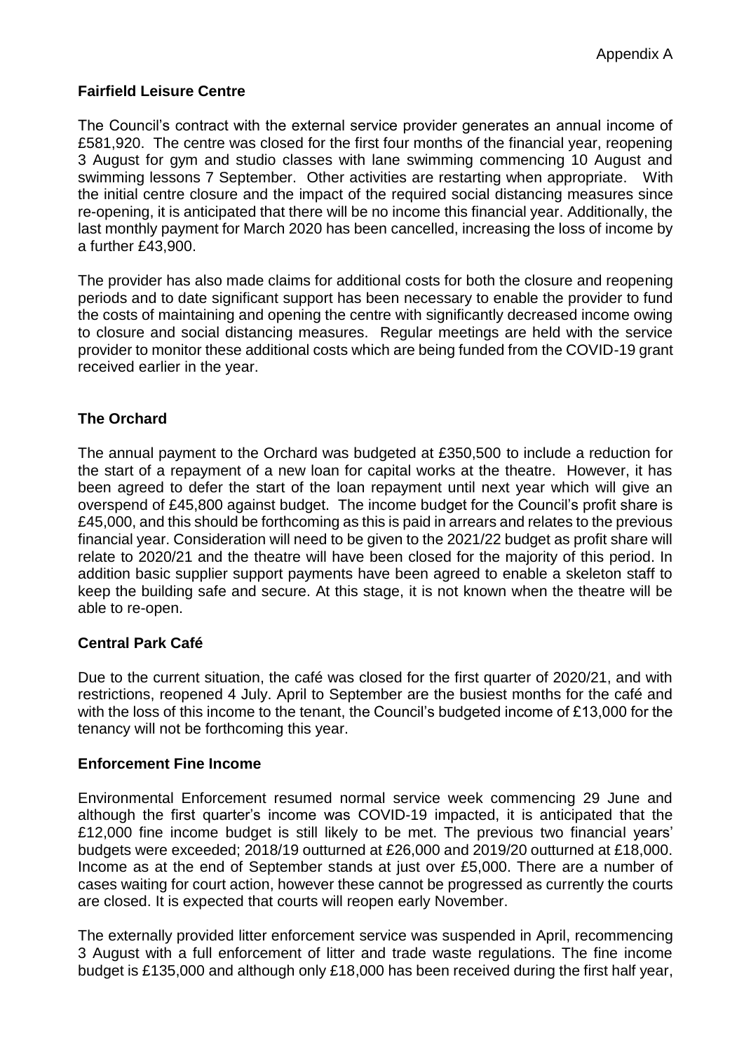Appendix A

**Fairfield Leisure Centre**

The Council's contract with the external service provider generates an annual income of £581,920. The centre was closed for the first four months of the financial year, reopening 3 August for gym and studio classes with lane swimming commencing 10 August and swimming lessons 7 September. Other activities are restarting when appropriate. With the initial centre closure and the impact of the required social distancing measures since re-opening, it is anticipated that there will be no income this financial year. Additionally, the last monthly payment for March 2020 has been cancelled, increasing the loss of income by a further £43,900.

The provider has also made claims for additional costs for both the closure and reopening periods and to date significant support has been necessary to enable the provider to fund the costs of maintaining and opening the centre with significantly decreased income owing to closure and social distancing measures. Regular meetings are held with the service provider to monitor these additional costs which are being funded from the COVID-19 grant received earlier in the year.

**The Orchard**

The annual payment to the Orchard was budgeted at £350,500 to include a reduction for the start of a repayment of a new loan for capital works at the theatre. However, it has been agreed to defer the start of the loan repayment until next year which will give an overspend of £45,800 against budget. The income budget for the Council's profit share is £45,000, and this should be forthcoming as this is paid in arrears and relates to the previous financial year. Consideration will need to be given to the 2021/22 budget as profit share will relate to 2020/21 and the theatre will have been closed for the majority of this period. In addition basic supplier support payments have been agreed to enable a skeleton staff to keep the building safe and secure. At this stage, it is not known when the theatre will be able to re-open.

**Central Park Café**

Due to the current situation, the café was closed for the first quarter of 2020/21, and with restrictions, reopened 4 July. April to September are the busiest months for the café and with the loss of this income to the tenant, the Council's budgeted income of £13,000 for the tenancy will not be forthcoming this year.

**Enforcement Fine Income**

Environmental Enforcement resumed normal service week commencing 29 June and although the first quarter's income was COVID-19 impacted, it is anticipated that the £12,000 fine income budget is still likely to be met. The previous two financial years' budgets were exceeded; 2018/19 outturned at £26,000 and 2019/20 outturned at £18,000. Income as at the end of September stands at just over £5,000. There are a number of cases waiting for court action, however these cannot be progressed as currently the courts are closed. It is expected that courts will reopen early November.

The externally provided litter enforcement service was suspended in April, recommencing 3 August with a full enforcement of litter and trade waste regulations. The fine income budget is £135,000 and although only £18,000 has been received during the first half year,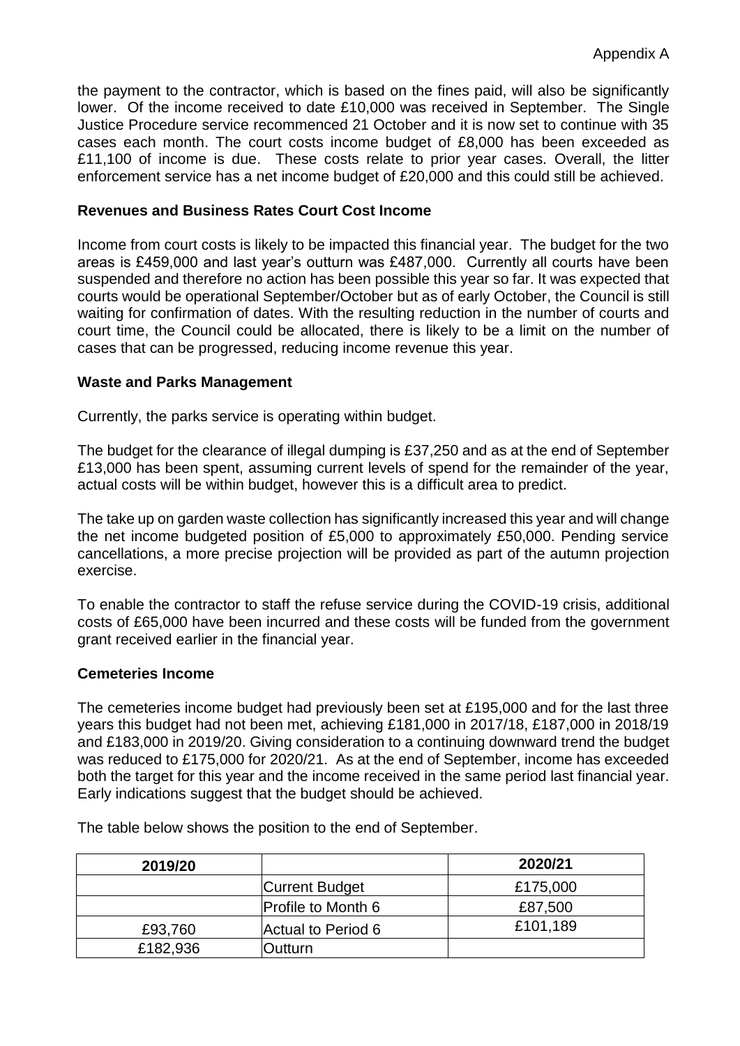the payment to the contractor, which is based on the fines paid, will also be significantly lower. Of the income received to date £10,000 was received in September. The Single Justice Procedure service recommenced 21 October and it is now set to continue with 35 cases each month. The court costs income budget of £8,000 has been exceeded as £11,100 of income is due. These costs relate to prior year cases. Overall, the litter enforcement service has a net income budget of £20,000 and this could still be achieved.

**Revenues and Business Rates Court Cost Income**

Income from court costs is likely to be impacted this financial year. The budget for the two areas is £459,000 and last year's outturn was £487,000. Currently all courts have been suspended and therefore no action has been possible this year so far. It was expected that courts would be operational September/October but as of early October, the Council is still waiting for confirmation of dates. With the resulting reduction in the number of courts and court time, the Council could be allocated, there is likely to be a limit on the number of cases that can be progressed, reducing income revenue this year.

**Waste and Parks Management**

Currently, the parks service is operating within budget.

The budget for the clearance of illegal dumping is £37,250 and as at the end of September £13,000 has been spent, assuming current levels of spend for the remainder of the year, actual costs will be within budget, however this is a difficult area to predict.

The take up on garden waste collection has significantly increased this year and will change the net income budgeted position of £5,000 to approximately £50,000. Pending service cancellations, a more precise projection will be provided as part of the autumn projection exercise.

To enable the contractor to staff the refuse service during the COVID-19 crisis, additional costs of £65,000 have been incurred and these costs will be funded from the government grant received earlier in the financial year.

**Cemeteries Income**

The cemeteries income budget had previously been set at £195,000 and for the last three years this budget had not been met, achieving £181,000 in 2017/18, £187,000 in 2018/19 and £183,000 in 2019/20. Giving consideration to a continuing downward trend the budget was reduced to £175,000 for 2020/21. As at the end of September, income has exceeded both the target for this year and the income received in the same period last financial year. Early indications suggest that the budget should be achieved.

The table below shows the position to the end of September.

| 2019/20 | | 2020/21 |
|---|---|---|
| | Current Budget | £175,000 |
| | Profile to Month 6 | £87,500 |
| £93,760 | Actual to Period 6 | £101,189 |
| £182,936 | Outturn | |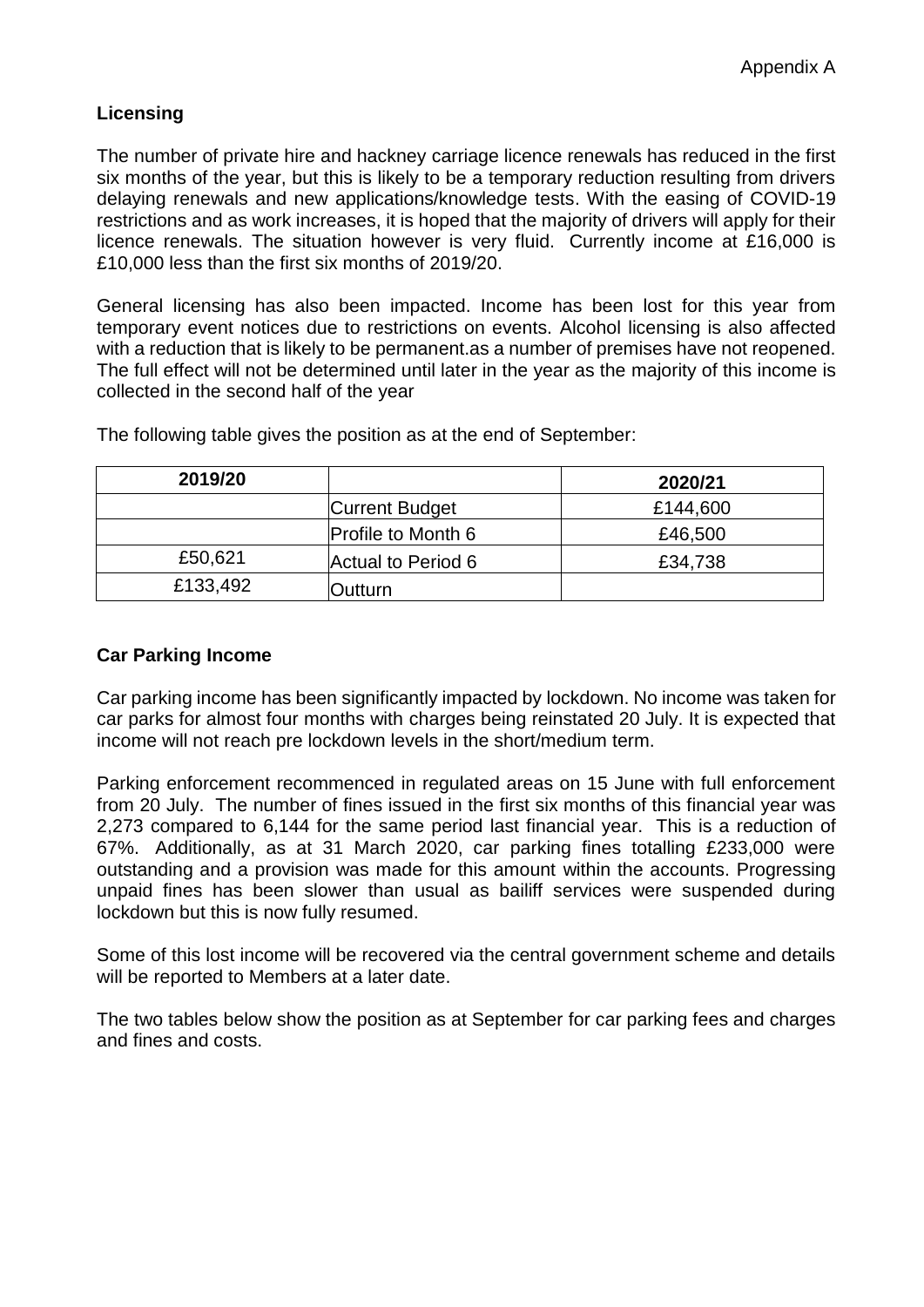Appendix A

## Licensing

The number of private hire and hackney carriage licence renewals has reduced in the first six months of the year, but this is likely to be a temporary reduction resulting from drivers delaying renewals and new applications/knowledge tests. With the easing of COVID-19 restrictions and as work increases, it is hoped that the majority of drivers will apply for their licence renewals. The situation however is very fluid. Currently income at £16,000 is £10,000 less than the first six months of 2019/20.

General licensing has also been impacted. Income has been lost for this year from temporary event notices due to restrictions on events. Alcohol licensing is also affected with a reduction that is likely to be permanent.as a number of premises have not reopened. The full effect will not be determined until later in the year as the majority of this income is collected in the second half of the year

The following table gives the position as at the end of September:

| 2019/20 | | 2020/21 |
|---|---|---|
| | Current Budget | £144,600 |
| | Profile to Month 6 | £46,500 |
| £50,621 | Actual to Period 6 | £34,738 |
| £133,492 | Outturn | |

## Car Parking Income

Car parking income has been significantly impacted by lockdown. No income was taken for car parks for almost four months with charges being reinstated 20 July. It is expected that income will not reach pre lockdown levels in the short/medium term.

Parking enforcement recommenced in regulated areas on 15 June with full enforcement from 20 July. The number of fines issued in the first six months of this financial year was 2,273 compared to 6,144 for the same period last financial year. This is a reduction of 67%. Additionally, as at 31 March 2020, car parking fines totalling £233,000 were outstanding and a provision was made for this amount within the accounts. Progressing unpaid fines has been slower than usual as bailiff services were suspended during lockdown but this is now fully resumed.

Some of this lost income will be recovered via the central government scheme and details will be reported to Members at a later date.

The two tables below show the position as at September for car parking fees and charges and fines and costs.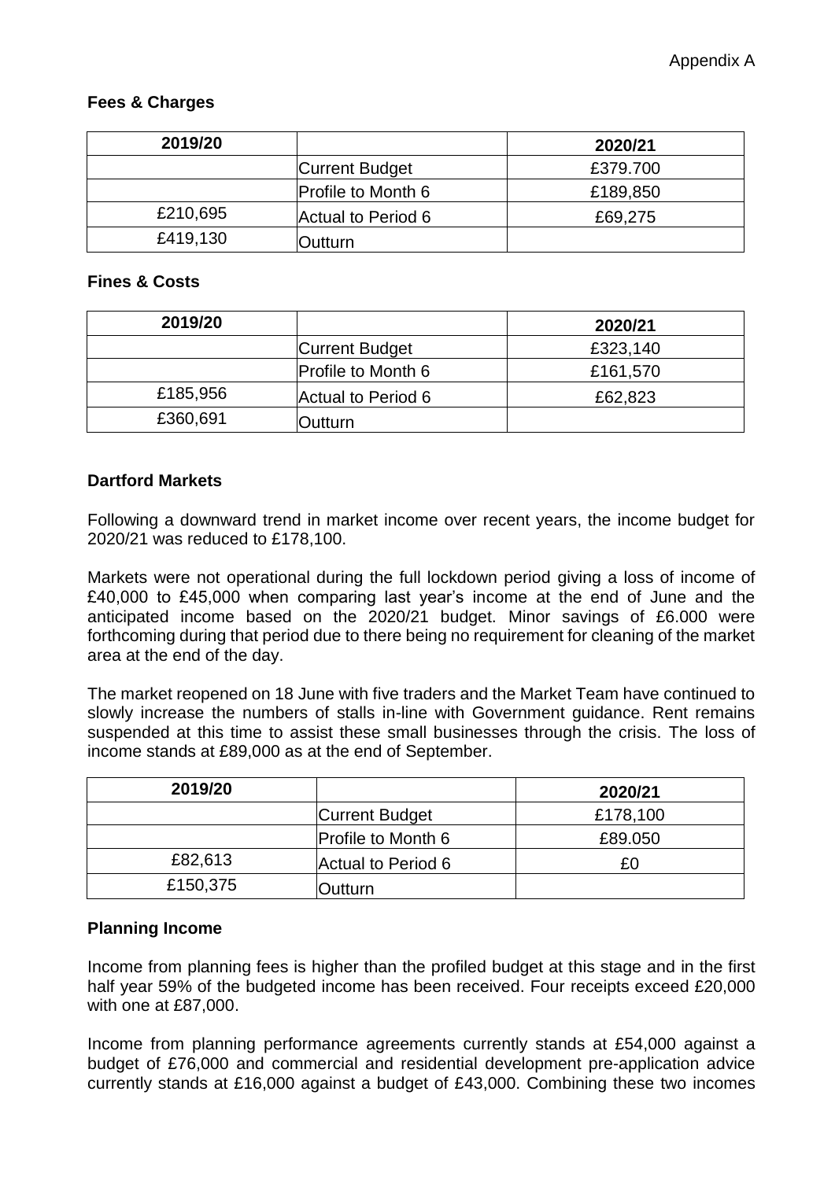Appendix A

**Fees & Charges**

| 2019/20 | | 2020/21 |
|---|---|---|
| | Current Budget | £379.700 |
| | Profile to Month 6 | £189,850 |
| £210,695 | Actual to Period 6 | £69,275 |
| £419,130 | Outturn | |

**Fines & Costs**

| 2019/20 | | 2020/21 |
|---|---|---|
| | Current Budget | £323,140 |
| | Profile to Month 6 | £161,570 |
| £185,956 | Actual to Period 6 | £62,823 |
| £360,691 | Outturn | |

**Dartford Markets**

Following a downward trend in market income over recent years, the income budget for 2020/21 was reduced to £178,100.

Markets were not operational during the full lockdown period giving a loss of income of £40,000 to £45,000 when comparing last year's income at the end of June and the anticipated income based on the 2020/21 budget. Minor savings of £6.000 were forthcoming during that period due to there being no requirement for cleaning of the market area at the end of the day.

The market reopened on 18 June with five traders and the Market Team have continued to slowly increase the numbers of stalls in-line with Government guidance. Rent remains suspended at this time to assist these small businesses through the crisis. The loss of income stands at £89,000 as at the end of September.

| 2019/20 | | 2020/21 |
|---|---|---|
| | Current Budget | £178,100 |
| | Profile to Month 6 | £89.050 |
| £82,613 | Actual to Period 6 | £0 |
| £150,375 | Outturn | |

**Planning Income**

Income from planning fees is higher than the profiled budget at this stage and in the first half year 59% of the budgeted income has been received. Four receipts exceed £20,000 with one at £87,000.

Income from planning performance agreements currently stands at £54,000 against a budget of £76,000 and commercial and residential development pre-application advice currently stands at £16,000 against a budget of £43,000. Combining these two incomes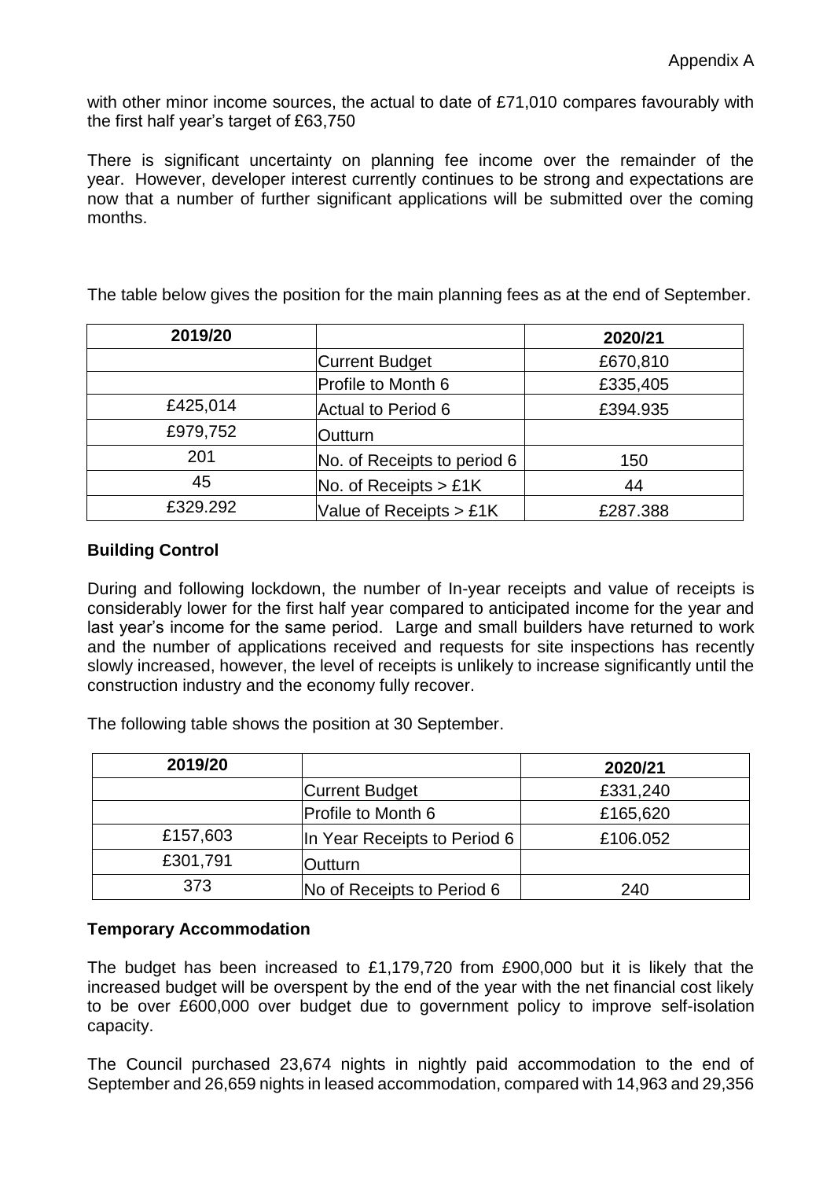with other minor income sources, the actual to date of £71,010 compares favourably with the first half year's target of £63,750

There is significant uncertainty on planning fee income over the remainder of the year. However, developer interest currently continues to be strong and expectations are now that a number of further significant applications will be submitted over the coming months.

The table below gives the position for the main planning fees as at the end of September.

| 2019/20 | | 2020/21 |
|---|---|---|
| | Current Budget | £670,810 |
| | Profile to Month 6 | £335,405 |
| £425,014 | Actual to Period 6 | £394.935 |
| £979,752 | Outturn | |
| 201 | No. of Receipts to period 6 | 150 |
| 45 | No. of Receipts > £1K | 44 |
| £329.292 | Value of Receipts > £1K | £287.388 |

### Building Control

During and following lockdown, the number of In-year receipts and value of receipts is considerably lower for the first half year compared to anticipated income for the year and last year's income for the same period. Large and small builders have returned to work and the number of applications received and requests for site inspections has recently slowly increased, however, the level of receipts is unlikely to increase significantly until the construction industry and the economy fully recover.

The following table shows the position at 30 September.

| 2019/20 | | 2020/21 |
|---|---|---|
| | Current Budget | £331,240 |
| | Profile to Month 6 | £165,620 |
| £157,603 | In Year Receipts to Period 6 | £106.052 |
| £301,791 | Outturn | |
| 373 | No of Receipts to Period 6 | 240 |

### Temporary Accommodation

The budget has been increased to £1,179,720 from £900,000 but it is likely that the increased budget will be overspent by the end of the year with the net financial cost likely to be over £600,000 over budget due to government policy to improve self-isolation capacity.

The Council purchased 23,674 nights in nightly paid accommodation to the end of September and 26,659 nights in leased accommodation, compared with 14,963 and 29,356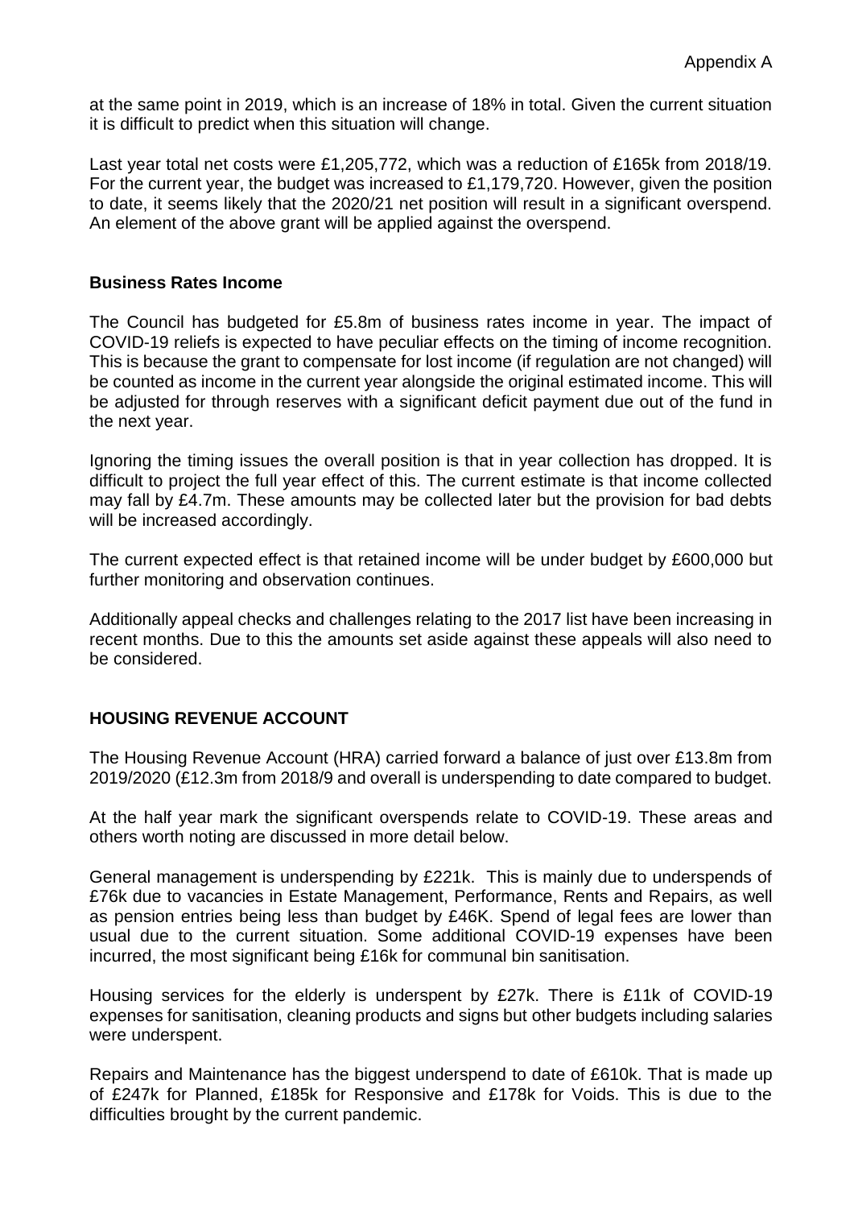at the same point in 2019, which is an increase of 18% in total. Given the current situation it is difficult to predict when this situation will change.

Last year total net costs were £1,205,772, which was a reduction of £165k from 2018/19. For the current year, the budget was increased to £1,179,720. However, given the position to date, it seems likely that the 2020/21 net position will result in a significant overspend. An element of the above grant will be applied against the overspend.

### Business Rates Income

The Council has budgeted for £5.8m of business rates income in year. The impact of COVID-19 reliefs is expected to have peculiar effects on the timing of income recognition. This is because the grant to compensate for lost income (if regulation are not changed) will be counted as income in the current year alongside the original estimated income. This will be adjusted for through reserves with a significant deficit payment due out of the fund in the next year.

Ignoring the timing issues the overall position is that in year collection has dropped. It is difficult to project the full year effect of this. The current estimate is that income collected may fall by £4.7m. These amounts may be collected later but the provision for bad debts will be increased accordingly.

The current expected effect is that retained income will be under budget by £600,000 but further monitoring and observation continues.

Additionally appeal checks and challenges relating to the 2017 list have been increasing in recent months. Due to this the amounts set aside against these appeals will also need to be considered.

## HOUSING REVENUE ACCOUNT

The Housing Revenue Account (HRA) carried forward a balance of just over £13.8m from 2019/2020 (£12.3m from 2018/9 and overall is underspending to date compared to budget.

At the half year mark the significant overspends relate to COVID-19. These areas and others worth noting are discussed in more detail below.

General management is underspending by £221k. This is mainly due to underspends of £76k due to vacancies in Estate Management, Performance, Rents and Repairs, as well as pension entries being less than budget by £46K. Spend of legal fees are lower than usual due to the current situation. Some additional COVID-19 expenses have been incurred, the most significant being £16k for communal bin sanitisation.

Housing services for the elderly is underspent by £27k. There is £11k of COVID-19 expenses for sanitisation, cleaning products and signs but other budgets including salaries were underspent.

Repairs and Maintenance has the biggest underspend to date of £610k. That is made up of £247k for Planned, £185k for Responsive and £178k for Voids. This is due to the difficulties brought by the current pandemic.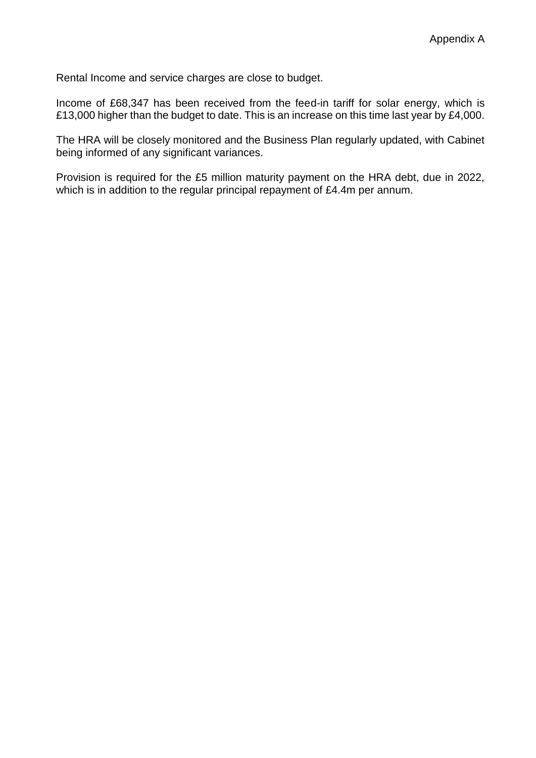Appendix A

Rental Income and service charges are close to budget.

Income of £68,347 has been received from the feed-in tariff for solar energy, which is £13,000 higher than the budget to date. This is an increase on this time last year by £4,000.

The HRA will be closely monitored and the Business Plan regularly updated, with Cabinet being informed of any significant variances.

Provision is required for the £5 million maturity payment on the HRA debt, due in 2022, which is in addition to the regular principal repayment of £4.4m per annum.